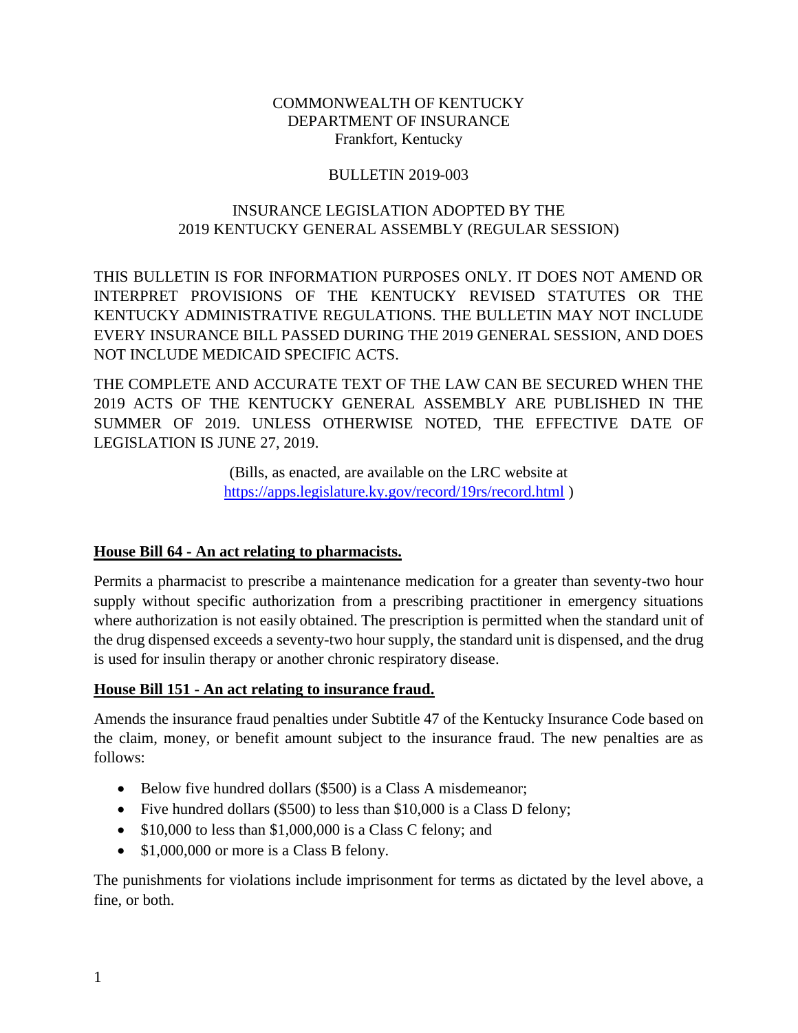COMMONWEALTH OF KENTUCKY
DEPARTMENT OF INSURANCE
Frankfort, Kentucky

BULLETIN 2019-003

INSURANCE LEGISLATION ADOPTED BY THE
2019 KENTUCKY GENERAL ASSEMBLY (REGULAR SESSION)

THIS BULLETIN IS FOR INFORMATION PURPOSES ONLY. IT DOES NOT AMEND OR INTERPRET PROVISIONS OF THE KENTUCKY REVISED STATUTES OR THE KENTUCKY ADMINISTRATIVE REGULATIONS. THE BULLETIN MAY NOT INCLUDE EVERY INSURANCE BILL PASSED DURING THE 2019 GENERAL SESSION, AND DOES NOT INCLUDE MEDICAID SPECIFIC ACTS.

THE COMPLETE AND ACCURATE TEXT OF THE LAW CAN BE SECURED WHEN THE 2019 ACTS OF THE KENTUCKY GENERAL ASSEMBLY ARE PUBLISHED IN THE SUMMER OF 2019. UNLESS OTHERWISE NOTED, THE EFFECTIVE DATE OF LEGISLATION IS JUNE 27, 2019.

(Bills, as enacted, are available on the LRC website at https://apps.legislature.ky.gov/record/19rs/record.html )

**House Bill 64 - An act relating to pharmacists.**

Permits a pharmacist to prescribe a maintenance medication for a greater than seventy-two hour supply without specific authorization from a prescribing practitioner in emergency situations where authorization is not easily obtained. The prescription is permitted when the standard unit of the drug dispensed exceeds a seventy-two hour supply, the standard unit is dispensed, and the drug is used for insulin therapy or another chronic respiratory disease.

**House Bill 151 - An act relating to insurance fraud.**

Amends the insurance fraud penalties under Subtitle 47 of the Kentucky Insurance Code based on the claim, money, or benefit amount subject to the insurance fraud. The new penalties are as follows:

- Below five hundred dollars ($500) is a Class A misdemeanor;
- Five hundred dollars ($500) to less than $10,000 is a Class D felony;
- $10,000 to less than $1,000,000 is a Class C felony; and
- $1,000,000 or more is a Class B felony.

The punishments for violations include imprisonment for terms as dictated by the level above, a fine, or both.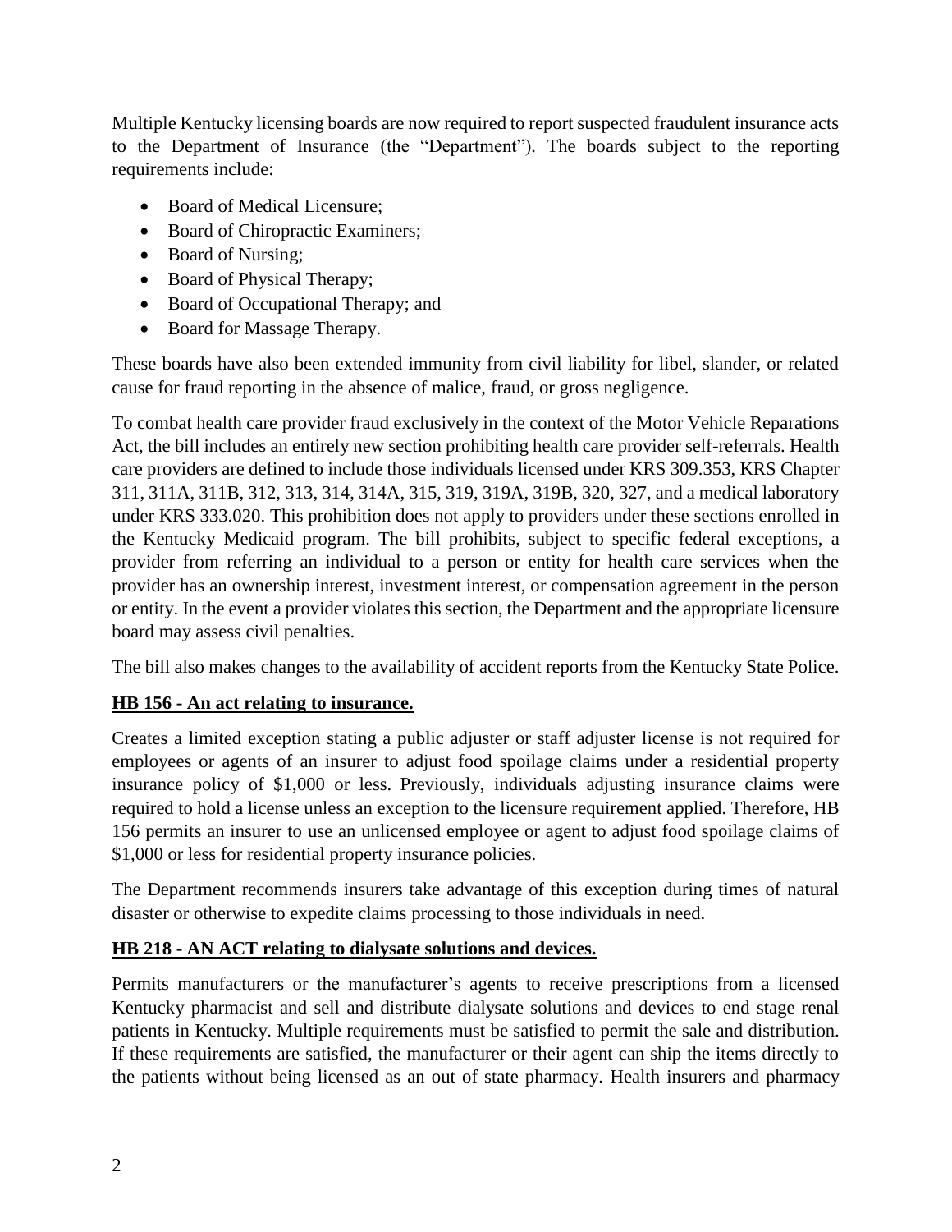Multiple Kentucky licensing boards are now required to report suspected fraudulent insurance acts to the Department of Insurance (the "Department"). The boards subject to the reporting requirements include:

- Board of Medical Licensure;
- Board of Chiropractic Examiners;
- Board of Nursing;
- Board of Physical Therapy;
- Board of Occupational Therapy; and
- Board for Massage Therapy.

These boards have also been extended immunity from civil liability for libel, slander, or related cause for fraud reporting in the absence of malice, fraud, or gross negligence.

To combat health care provider fraud exclusively in the context of the Motor Vehicle Reparations Act, the bill includes an entirely new section prohibiting health care provider self-referrals. Health care providers are defined to include those individuals licensed under KRS 309.353, KRS Chapter 311, 311A, 311B, 312, 313, 314, 314A, 315, 319, 319A, 319B, 320, 327, and a medical laboratory under KRS 333.020. This prohibition does not apply to providers under these sections enrolled in the Kentucky Medicaid program. The bill prohibits, subject to specific federal exceptions, a provider from referring an individual to a person or entity for health care services when the provider has an ownership interest, investment interest, or compensation agreement in the person or entity. In the event a provider violates this section, the Department and the appropriate licensure board may assess civil penalties.

The bill also makes changes to the availability of accident reports from the Kentucky State Police.

## **HB 156 - An act relating to insurance.**

Creates a limited exception stating a public adjuster or staff adjuster license is not required for employees or agents of an insurer to adjust food spoilage claims under a residential property insurance policy of $1,000 or less. Previously, individuals adjusting insurance claims were required to hold a license unless an exception to the licensure requirement applied. Therefore, HB 156 permits an insurer to use an unlicensed employee or agent to adjust food spoilage claims of $1,000 or less for residential property insurance policies.

The Department recommends insurers take advantage of this exception during times of natural disaster or otherwise to expedite claims processing to those individuals in need.

## **HB 218 - AN ACT relating to dialysate solutions and devices.**

Permits manufacturers or the manufacturer's agents to receive prescriptions from a licensed Kentucky pharmacist and sell and distribute dialysate solutions and devices to end stage renal patients in Kentucky. Multiple requirements must be satisfied to permit the sale and distribution. If these requirements are satisfied, the manufacturer or their agent can ship the items directly to the patients without being licensed as an out of state pharmacy. Health insurers and pharmacy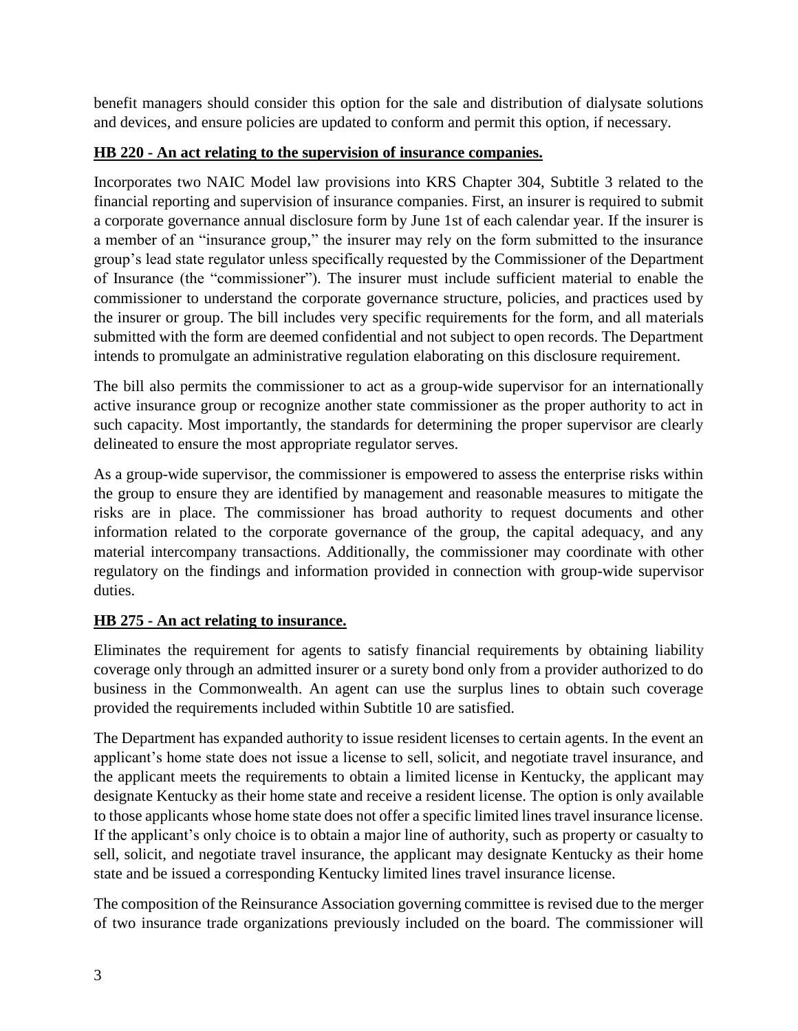benefit managers should consider this option for the sale and distribution of dialysate solutions and devices, and ensure policies are updated to conform and permit this option, if necessary.

**HB 220 - An act relating to the supervision of insurance companies.**

Incorporates two NAIC Model law provisions into KRS Chapter 304, Subtitle 3 related to the financial reporting and supervision of insurance companies. First, an insurer is required to submit a corporate governance annual disclosure form by June 1st of each calendar year. If the insurer is a member of an "insurance group," the insurer may rely on the form submitted to the insurance group's lead state regulator unless specifically requested by the Commissioner of the Department of Insurance (the "commissioner"). The insurer must include sufficient material to enable the commissioner to understand the corporate governance structure, policies, and practices used by the insurer or group. The bill includes very specific requirements for the form, and all materials submitted with the form are deemed confidential and not subject to open records. The Department intends to promulgate an administrative regulation elaborating on this disclosure requirement.

The bill also permits the commissioner to act as a group-wide supervisor for an internationally active insurance group or recognize another state commissioner as the proper authority to act in such capacity. Most importantly, the standards for determining the proper supervisor are clearly delineated to ensure the most appropriate regulator serves.

As a group-wide supervisor, the commissioner is empowered to assess the enterprise risks within the group to ensure they are identified by management and reasonable measures to mitigate the risks are in place. The commissioner has broad authority to request documents and other information related to the corporate governance of the group, the capital adequacy, and any material intercompany transactions. Additionally, the commissioner may coordinate with other regulatory on the findings and information provided in connection with group-wide supervisor duties.

**HB 275 - An act relating to insurance.**

Eliminates the requirement for agents to satisfy financial requirements by obtaining liability coverage only through an admitted insurer or a surety bond only from a provider authorized to do business in the Commonwealth. An agent can use the surplus lines to obtain such coverage provided the requirements included within Subtitle 10 are satisfied.

The Department has expanded authority to issue resident licenses to certain agents. In the event an applicant's home state does not issue a license to sell, solicit, and negotiate travel insurance, and the applicant meets the requirements to obtain a limited license in Kentucky, the applicant may designate Kentucky as their home state and receive a resident license. The option is only available to those applicants whose home state does not offer a specific limited lines travel insurance license. If the applicant's only choice is to obtain a major line of authority, such as property or casualty to sell, solicit, and negotiate travel insurance, the applicant may designate Kentucky as their home state and be issued a corresponding Kentucky limited lines travel insurance license.

The composition of the Reinsurance Association governing committee is revised due to the merger of two insurance trade organizations previously included on the board. The commissioner will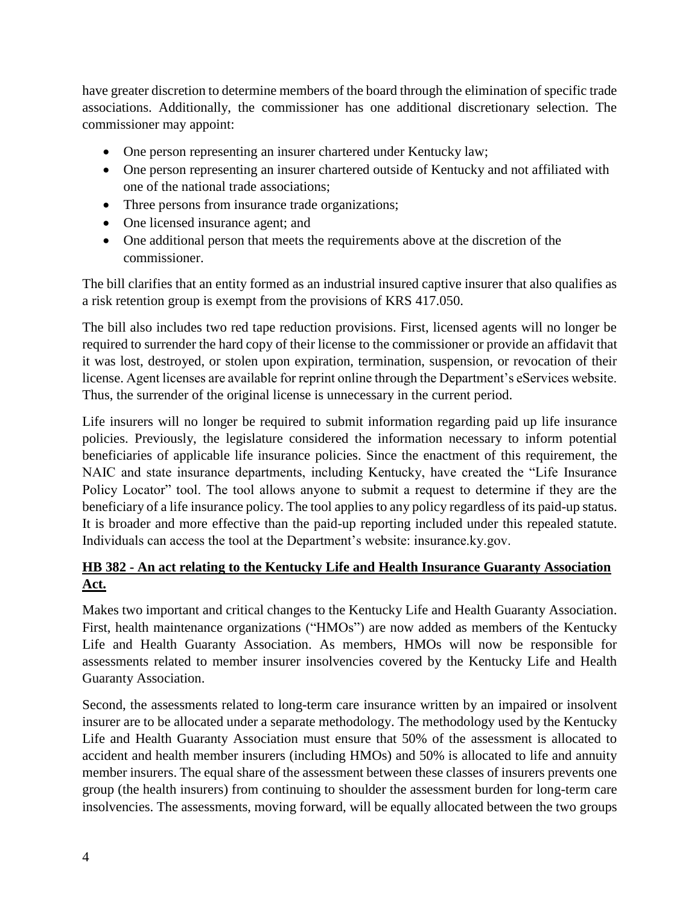have greater discretion to determine members of the board through the elimination of specific trade associations. Additionally, the commissioner has one additional discretionary selection. The commissioner may appoint:

- One person representing an insurer chartered under Kentucky law;
- One person representing an insurer chartered outside of Kentucky and not affiliated with one of the national trade associations;
- Three persons from insurance trade organizations;
- One licensed insurance agent; and
- One additional person that meets the requirements above at the discretion of the commissioner.

The bill clarifies that an entity formed as an industrial insured captive insurer that also qualifies as a risk retention group is exempt from the provisions of KRS 417.050.

The bill also includes two red tape reduction provisions. First, licensed agents will no longer be required to surrender the hard copy of their license to the commissioner or provide an affidavit that it was lost, destroyed, or stolen upon expiration, termination, suspension, or revocation of their license. Agent licenses are available for reprint online through the Department's eServices website. Thus, the surrender of the original license is unnecessary in the current period.

Life insurers will no longer be required to submit information regarding paid up life insurance policies. Previously, the legislature considered the information necessary to inform potential beneficiaries of applicable life insurance policies. Since the enactment of this requirement, the NAIC and state insurance departments, including Kentucky, have created the "Life Insurance Policy Locator" tool. The tool allows anyone to submit a request to determine if they are the beneficiary of a life insurance policy. The tool applies to any policy regardless of its paid-up status. It is broader and more effective than the paid-up reporting included under this repealed statute. Individuals can access the tool at the Department's website: insurance.ky.gov.

## **HB 382 - An act relating to the Kentucky Life and Health Insurance Guaranty Association Act.**

Makes two important and critical changes to the Kentucky Life and Health Guaranty Association. First, health maintenance organizations ("HMOs") are now added as members of the Kentucky Life and Health Guaranty Association. As members, HMOs will now be responsible for assessments related to member insurer insolvencies covered by the Kentucky Life and Health Guaranty Association.

Second, the assessments related to long-term care insurance written by an impaired or insolvent insurer are to be allocated under a separate methodology. The methodology used by the Kentucky Life and Health Guaranty Association must ensure that 50% of the assessment is allocated to accident and health member insurers (including HMOs) and 50% is allocated to life and annuity member insurers. The equal share of the assessment between these classes of insurers prevents one group (the health insurers) from continuing to shoulder the assessment burden for long-term care insolvencies. The assessments, moving forward, will be equally allocated between the two groups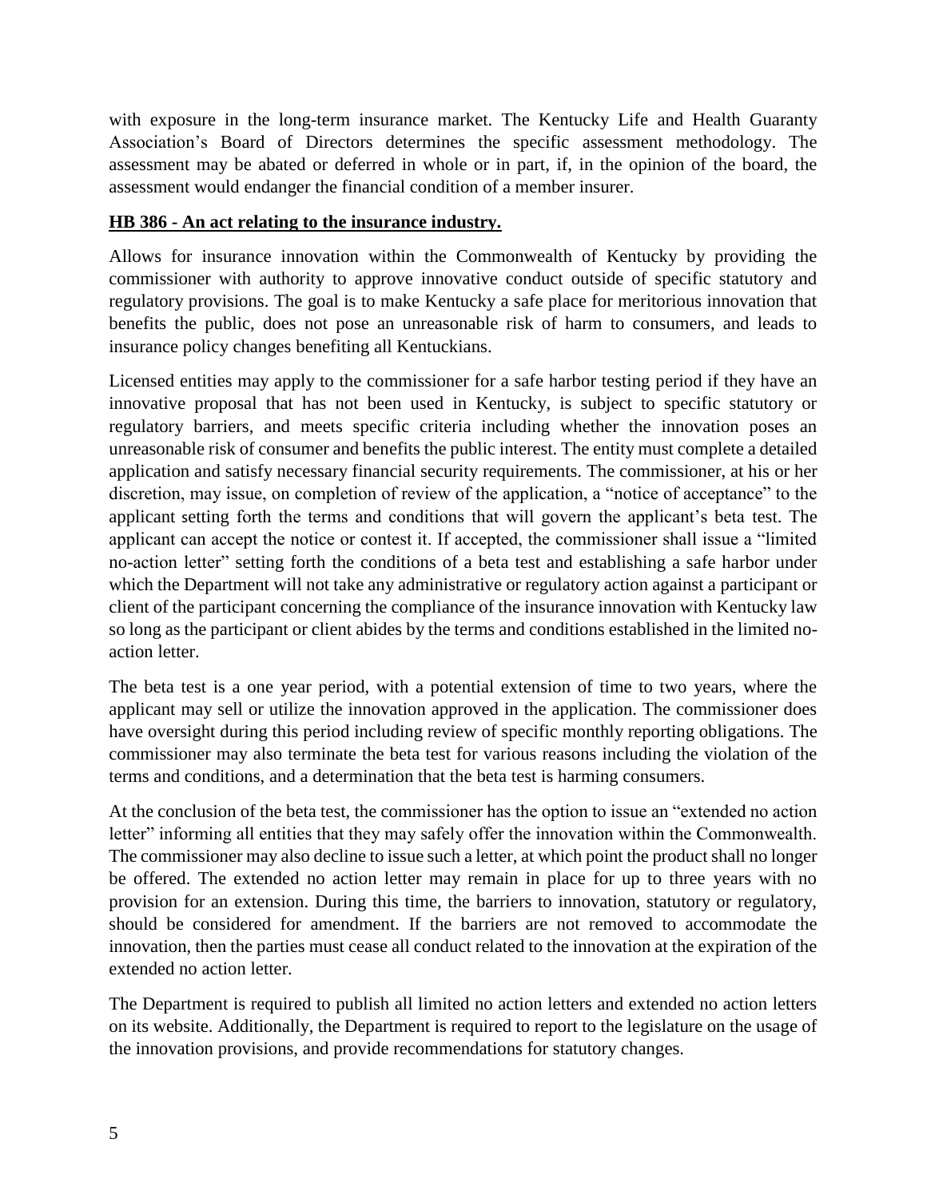with exposure in the long-term insurance market. The Kentucky Life and Health Guaranty Association's Board of Directors determines the specific assessment methodology. The assessment may be abated or deferred in whole or in part, if, in the opinion of the board, the assessment would endanger the financial condition of a member insurer.

**HB 386 - An act relating to the insurance industry.**

Allows for insurance innovation within the Commonwealth of Kentucky by providing the commissioner with authority to approve innovative conduct outside of specific statutory and regulatory provisions. The goal is to make Kentucky a safe place for meritorious innovation that benefits the public, does not pose an unreasonable risk of harm to consumers, and leads to insurance policy changes benefiting all Kentuckians.

Licensed entities may apply to the commissioner for a safe harbor testing period if they have an innovative proposal that has not been used in Kentucky, is subject to specific statutory or regulatory barriers, and meets specific criteria including whether the innovation poses an unreasonable risk of consumer and benefits the public interest. The entity must complete a detailed application and satisfy necessary financial security requirements. The commissioner, at his or her discretion, may issue, on completion of review of the application, a "notice of acceptance" to the applicant setting forth the terms and conditions that will govern the applicant's beta test. The applicant can accept the notice or contest it. If accepted, the commissioner shall issue a "limited no-action letter" setting forth the conditions of a beta test and establishing a safe harbor under which the Department will not take any administrative or regulatory action against a participant or client of the participant concerning the compliance of the insurance innovation with Kentucky law so long as the participant or client abides by the terms and conditions established in the limited no-action letter.

The beta test is a one year period, with a potential extension of time to two years, where the applicant may sell or utilize the innovation approved in the application. The commissioner does have oversight during this period including review of specific monthly reporting obligations. The commissioner may also terminate the beta test for various reasons including the violation of the terms and conditions, and a determination that the beta test is harming consumers.

At the conclusion of the beta test, the commissioner has the option to issue an "extended no action letter" informing all entities that they may safely offer the innovation within the Commonwealth. The commissioner may also decline to issue such a letter, at which point the product shall no longer be offered. The extended no action letter may remain in place for up to three years with no provision for an extension. During this time, the barriers to innovation, statutory or regulatory, should be considered for amendment. If the barriers are not removed to accommodate the innovation, then the parties must cease all conduct related to the innovation at the expiration of the extended no action letter.

The Department is required to publish all limited no action letters and extended no action letters on its website. Additionally, the Department is required to report to the legislature on the usage of the innovation provisions, and provide recommendations for statutory changes.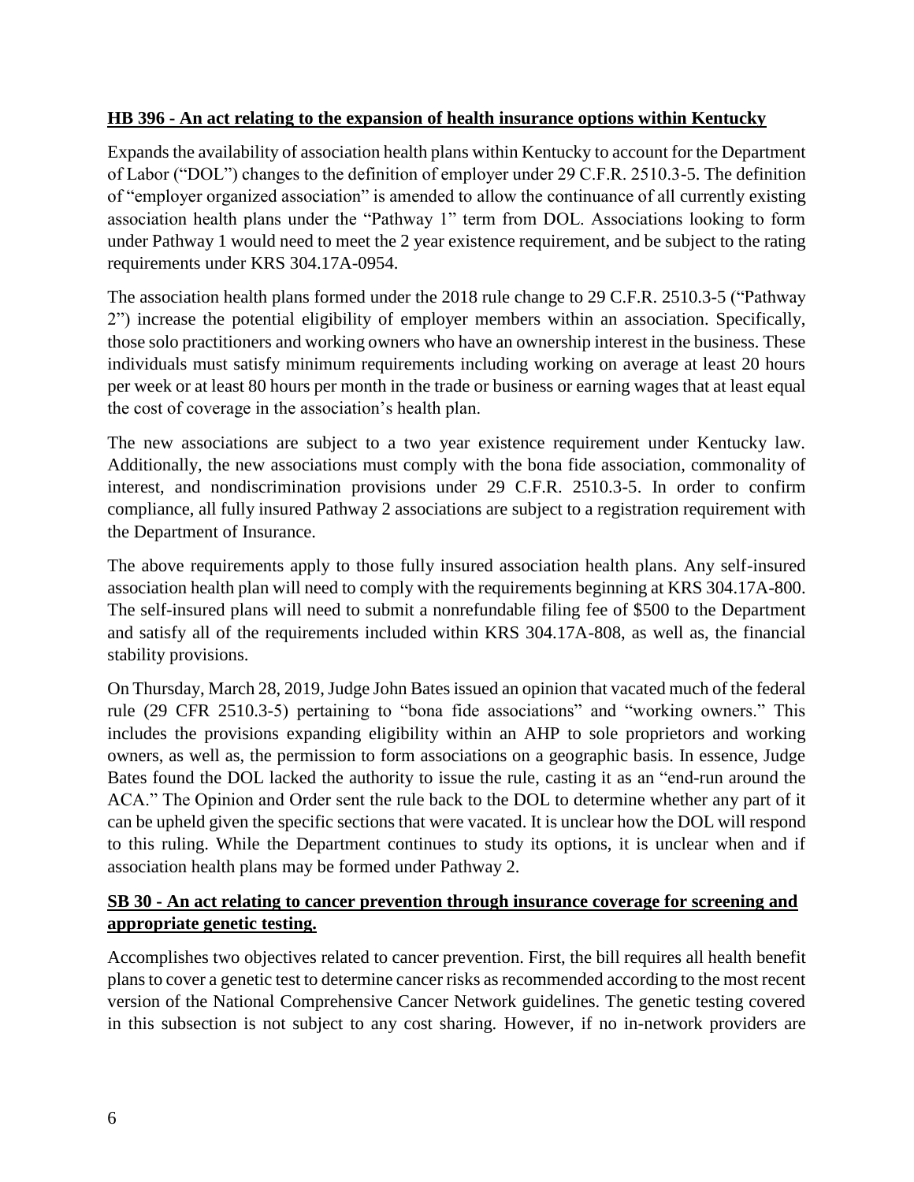**HB 396 - An act relating to the expansion of health insurance options within Kentucky**

Expands the availability of association health plans within Kentucky to account for the Department of Labor ("DOL") changes to the definition of employer under 29 C.F.R. 2510.3-5. The definition of "employer organized association" is amended to allow the continuance of all currently existing association health plans under the "Pathway 1" term from DOL. Associations looking to form under Pathway 1 would need to meet the 2 year existence requirement, and be subject to the rating requirements under KRS 304.17A-0954.

The association health plans formed under the 2018 rule change to 29 C.F.R. 2510.3-5 ("Pathway 2") increase the potential eligibility of employer members within an association. Specifically, those solo practitioners and working owners who have an ownership interest in the business. These individuals must satisfy minimum requirements including working on average at least 20 hours per week or at least 80 hours per month in the trade or business or earning wages that at least equal the cost of coverage in the association's health plan.

The new associations are subject to a two year existence requirement under Kentucky law. Additionally, the new associations must comply with the bona fide association, commonality of interest, and nondiscrimination provisions under 29 C.F.R. 2510.3-5. In order to confirm compliance, all fully insured Pathway 2 associations are subject to a registration requirement with the Department of Insurance.

The above requirements apply to those fully insured association health plans. Any self-insured association health plan will need to comply with the requirements beginning at KRS 304.17A-800. The self-insured plans will need to submit a nonrefundable filing fee of $500 to the Department and satisfy all of the requirements included within KRS 304.17A-808, as well as, the financial stability provisions.

On Thursday, March 28, 2019, Judge John Bates issued an opinion that vacated much of the federal rule (29 CFR 2510.3-5) pertaining to "bona fide associations" and "working owners." This includes the provisions expanding eligibility within an AHP to sole proprietors and working owners, as well as, the permission to form associations on a geographic basis. In essence, Judge Bates found the DOL lacked the authority to issue the rule, casting it as an "end-run around the ACA." The Opinion and Order sent the rule back to the DOL to determine whether any part of it can be upheld given the specific sections that were vacated. It is unclear how the DOL will respond to this ruling. While the Department continues to study its options, it is unclear when and if association health plans may be formed under Pathway 2.

**SB 30 - An act relating to cancer prevention through insurance coverage for screening and appropriate genetic testing.**

Accomplishes two objectives related to cancer prevention. First, the bill requires all health benefit plans to cover a genetic test to determine cancer risks as recommended according to the most recent version of the National Comprehensive Cancer Network guidelines. The genetic testing covered in this subsection is not subject to any cost sharing. However, if no in-network providers are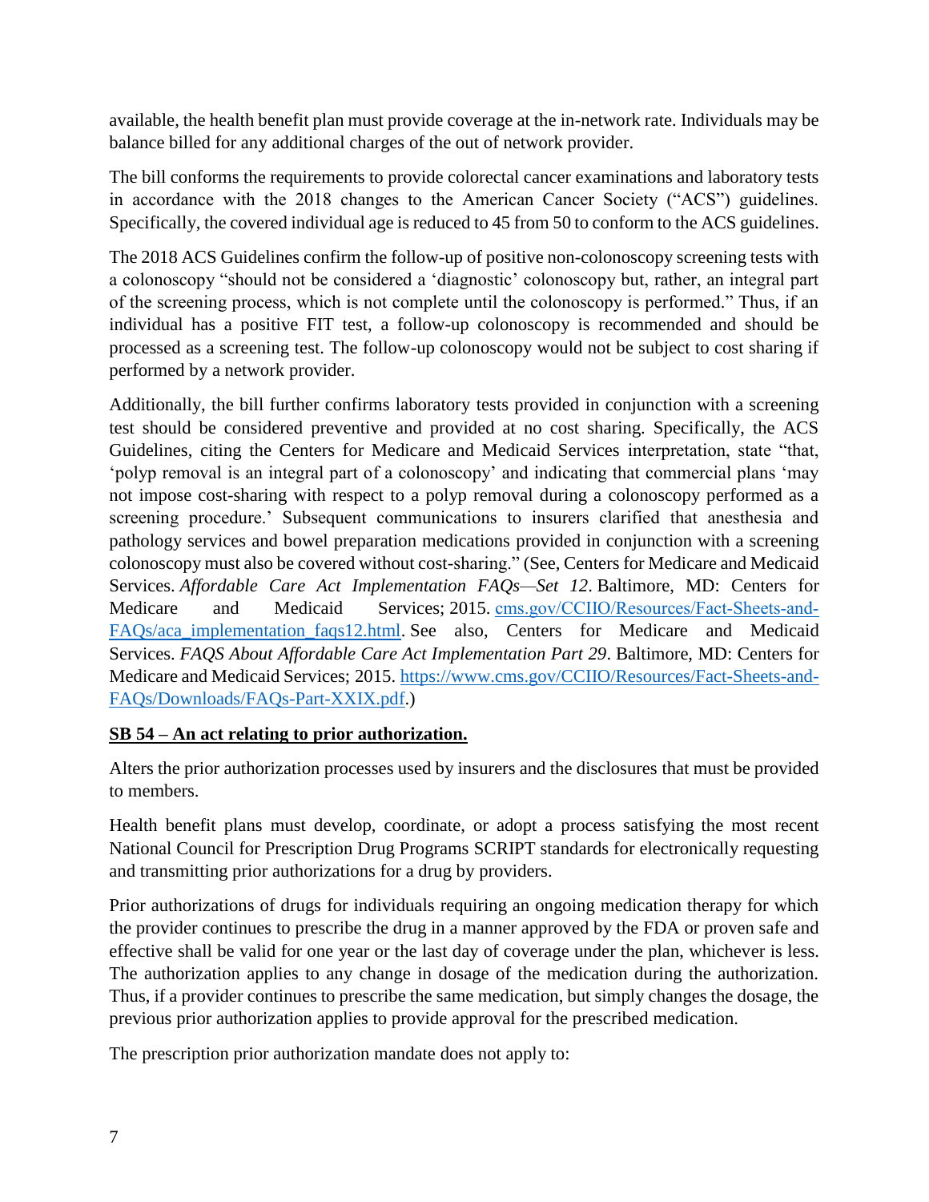available, the health benefit plan must provide coverage at the in-network rate. Individuals may be balance billed for any additional charges of the out of network provider.

The bill conforms the requirements to provide colorectal cancer examinations and laboratory tests in accordance with the 2018 changes to the American Cancer Society ("ACS") guidelines. Specifically, the covered individual age is reduced to 45 from 50 to conform to the ACS guidelines.

The 2018 ACS Guidelines confirm the follow-up of positive non-colonoscopy screening tests with a colonoscopy "should not be considered a 'diagnostic' colonoscopy but, rather, an integral part of the screening process, which is not complete until the colonoscopy is performed." Thus, if an individual has a positive FIT test, a follow-up colonoscopy is recommended and should be processed as a screening test. The follow-up colonoscopy would not be subject to cost sharing if performed by a network provider.

Additionally, the bill further confirms laboratory tests provided in conjunction with a screening test should be considered preventive and provided at no cost sharing. Specifically, the ACS Guidelines, citing the Centers for Medicare and Medicaid Services interpretation, state "that, 'polyp removal is an integral part of a colonoscopy' and indicating that commercial plans 'may not impose cost-sharing with respect to a polyp removal during a colonoscopy performed as a screening procedure.' Subsequent communications to insurers clarified that anesthesia and pathology services and bowel preparation medications provided in conjunction with a screening colonoscopy must also be covered without cost-sharing." (See, Centers for Medicare and Medicaid Services. *Affordable Care Act Implementation FAQs—Set 12*. Baltimore, MD: Centers for Medicare and Medicaid Services; 2015. [cms.gov/CCIIO/Resources/Fact-Sheets-and-FAQs/aca_implementation_faqs12.html](cms.gov/CCIIO/Resources/Fact-Sheets-and-FAQs/aca_implementation_faqs12.html). See also, Centers for Medicare and Medicaid Services. *FAQS About Affordable Care Act Implementation Part 29*. Baltimore, MD: Centers for Medicare and Medicaid Services; 2015. [https://www.cms.gov/CCIIO/Resources/Fact-Sheets-and-FAQs/Downloads/FAQs-Part-XXIX.pdf](https://www.cms.gov/CCIIO/Resources/Fact-Sheets-and-FAQs/Downloads/FAQs-Part-XXIX.pdf).)

**SB 54 – An act relating to prior authorization.**

Alters the prior authorization processes used by insurers and the disclosures that must be provided to members.

Health benefit plans must develop, coordinate, or adopt a process satisfying the most recent National Council for Prescription Drug Programs SCRIPT standards for electronically requesting and transmitting prior authorizations for a drug by providers.

Prior authorizations of drugs for individuals requiring an ongoing medication therapy for which the provider continues to prescribe the drug in a manner approved by the FDA or proven safe and effective shall be valid for one year or the last day of coverage under the plan, whichever is less. The authorization applies to any change in dosage of the medication during the authorization. Thus, if a provider continues to prescribe the same medication, but simply changes the dosage, the previous prior authorization applies to provide approval for the prescribed medication.

The prescription prior authorization mandate does not apply to: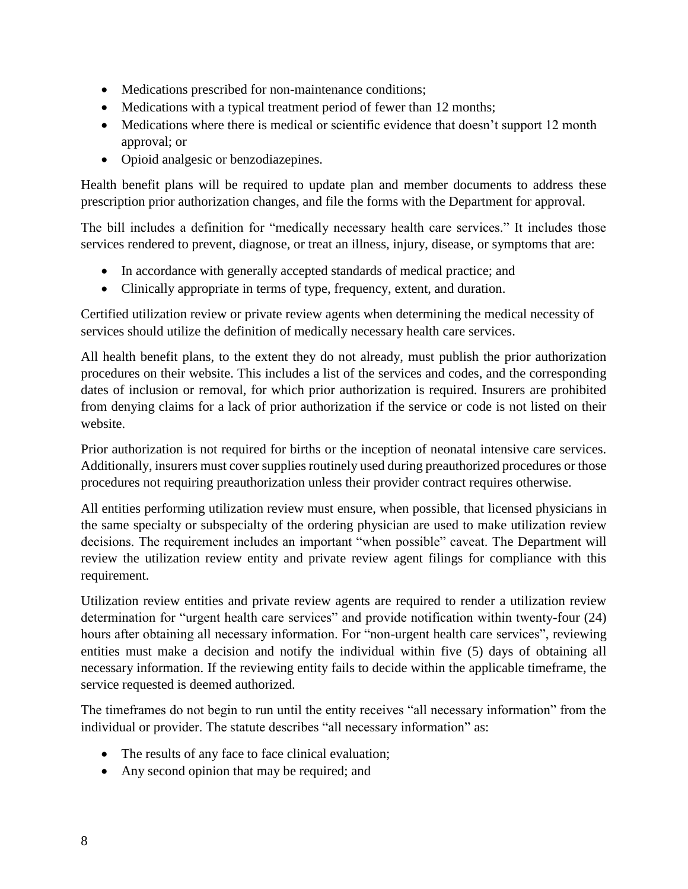- Medications prescribed for non-maintenance conditions;
- Medications with a typical treatment period of fewer than 12 months;
- Medications where there is medical or scientific evidence that doesn't support 12 month approval; or
- Opioid analgesic or benzodiazepines.

Health benefit plans will be required to update plan and member documents to address these prescription prior authorization changes, and file the forms with the Department for approval.

The bill includes a definition for "medically necessary health care services." It includes those services rendered to prevent, diagnose, or treat an illness, injury, disease, or symptoms that are:

- In accordance with generally accepted standards of medical practice; and
- Clinically appropriate in terms of type, frequency, extent, and duration.

Certified utilization review or private review agents when determining the medical necessity of services should utilize the definition of medically necessary health care services.

All health benefit plans, to the extent they do not already, must publish the prior authorization procedures on their website. This includes a list of the services and codes, and the corresponding dates of inclusion or removal, for which prior authorization is required. Insurers are prohibited from denying claims for a lack of prior authorization if the service or code is not listed on their website.

Prior authorization is not required for births or the inception of neonatal intensive care services. Additionally, insurers must cover supplies routinely used during preauthorized procedures or those procedures not requiring preauthorization unless their provider contract requires otherwise.

All entities performing utilization review must ensure, when possible, that licensed physicians in the same specialty or subspecialty of the ordering physician are used to make utilization review decisions. The requirement includes an important "when possible" caveat. The Department will review the utilization review entity and private review agent filings for compliance with this requirement.

Utilization review entities and private review agents are required to render a utilization review determination for "urgent health care services" and provide notification within twenty-four (24) hours after obtaining all necessary information. For "non-urgent health care services", reviewing entities must make a decision and notify the individual within five (5) days of obtaining all necessary information. If the reviewing entity fails to decide within the applicable timeframe, the service requested is deemed authorized.

The timeframes do not begin to run until the entity receives "all necessary information" from the individual or provider. The statute describes "all necessary information" as:

- The results of any face to face clinical evaluation;
- Any second opinion that may be required; and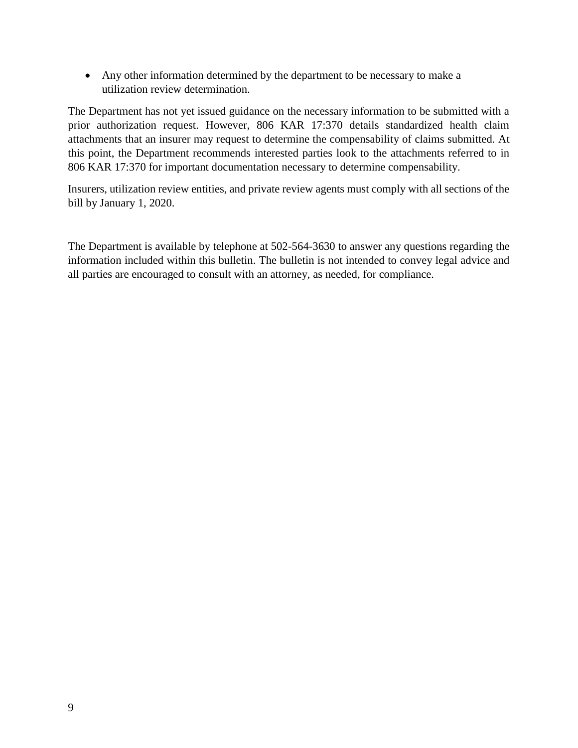- Any other information determined by the department to be necessary to make a utilization review determination.

The Department has not yet issued guidance on the necessary information to be submitted with a prior authorization request. However, 806 KAR 17:370 details standardized health claim attachments that an insurer may request to determine the compensability of claims submitted. At this point, the Department recommends interested parties look to the attachments referred to in 806 KAR 17:370 for important documentation necessary to determine compensability.

Insurers, utilization review entities, and private review agents must comply with all sections of the bill by January 1, 2020.

The Department is available by telephone at 502-564-3630 to answer any questions regarding the information included within this bulletin. The bulletin is not intended to convey legal advice and all parties are encouraged to consult with an attorney, as needed, for compliance.